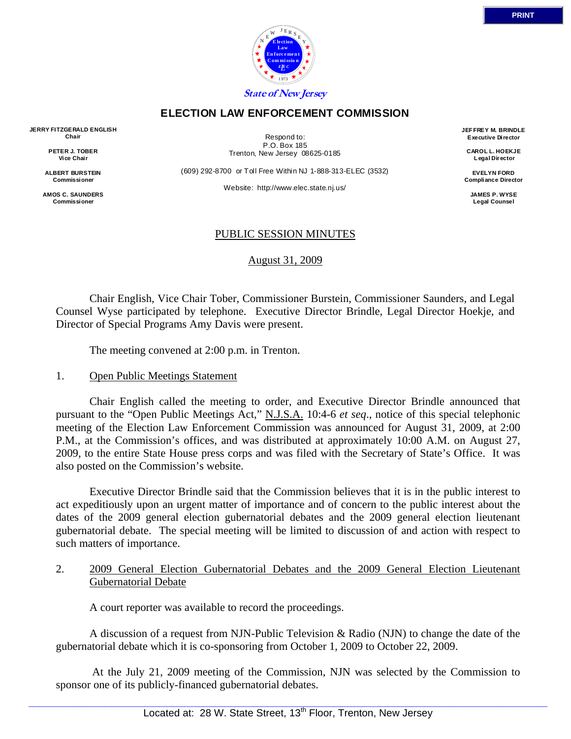State of New Jersey

# ELECTION LAW ENFORCEMENT COMMISSION

**JERRY FITZGERALD ENGLISH**
**Chair**

**PETER J. TOBER**
**Vice Chair**

**ALBERT BURSTEIN**
**Commissioner**

**AMOS C. SAUNDERS**
**Commissioner**

Respond to:
P.O. Box 185
Trenton, New Jersey 08625-0185

(609) 292-8700 or Toll Free Within NJ 1-888-313-ELEC (3532)

Website: http://www.elec.state.nj.us/

**JEFFREY M. BRINDLE**
**Executive Director**

**CAROL L. HOEKJE**
**Legal Director**

**EVELYN FORD**
**Compliance Director**

**JAMES P. WYSE**
**Legal Counsel**

## PUBLIC SESSION MINUTES

August 31, 2009

Chair English, Vice Chair Tober, Commissioner Burstein, Commissioner Saunders, and Legal Counsel Wyse participated by telephone. Executive Director Brindle, Legal Director Hoekje, and Director of Special Programs Amy Davis were present.

The meeting convened at 2:00 p.m. in Trenton.

1. Open Public Meetings Statement

Chair English called the meeting to order, and Executive Director Brindle announced that pursuant to the "Open Public Meetings Act," N.J.S.A. 10:4-6 *et seq*., notice of this special telephonic meeting of the Election Law Enforcement Commission was announced for August 31, 2009, at 2:00 P.M., at the Commission's offices, and was distributed at approximately 10:00 A.M. on August 27, 2009, to the entire State House press corps and was filed with the Secretary of State's Office. It was also posted on the Commission's website.

Executive Director Brindle said that the Commission believes that it is in the public interest to act expeditiously upon an urgent matter of importance and of concern to the public interest about the dates of the 2009 general election gubernatorial debates and the 2009 general election lieutenant gubernatorial debate. The special meeting will be limited to discussion of and action with respect to such matters of importance.

2. 2009 General Election Gubernatorial Debates and the 2009 General Election Lieutenant Gubernatorial Debate

A court reporter was available to record the proceedings.

A discussion of a request from NJN-Public Television & Radio (NJN) to change the date of the gubernatorial debate which it is co-sponsoring from October 1, 2009 to October 22, 2009.

At the July 21, 2009 meeting of the Commission, NJN was selected by the Commission to sponsor one of its publicly-financed gubernatorial debates.

Located at: 28 W. State Street, 13th Floor, Trenton, New Jersey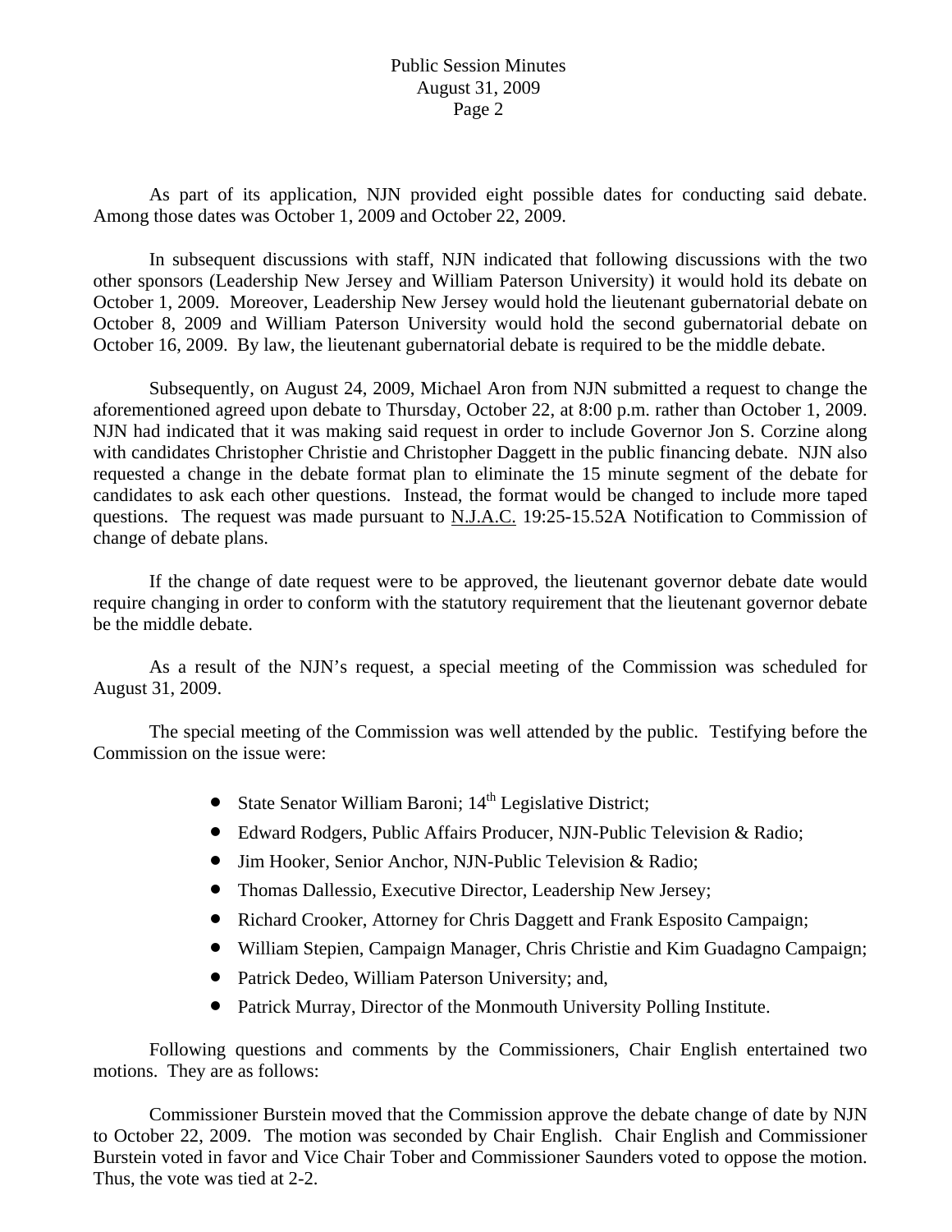As part of its application, NJN provided eight possible dates for conducting said debate. Among those dates was October 1, 2009 and October 22, 2009.

In subsequent discussions with staff, NJN indicated that following discussions with the two other sponsors (Leadership New Jersey and William Paterson University) it would hold its debate on October 1, 2009. Moreover, Leadership New Jersey would hold the lieutenant gubernatorial debate on October 8, 2009 and William Paterson University would hold the second gubernatorial debate on October 16, 2009. By law, the lieutenant gubernatorial debate is required to be the middle debate.

Subsequently, on August 24, 2009, Michael Aron from NJN submitted a request to change the aforementioned agreed upon debate to Thursday, October 22, at 8:00 p.m. rather than October 1, 2009. NJN had indicated that it was making said request in order to include Governor Jon S. Corzine along with candidates Christopher Christie and Christopher Daggett in the public financing debate. NJN also requested a change in the debate format plan to eliminate the 15 minute segment of the debate for candidates to ask each other questions. Instead, the format would be changed to include more taped questions. The request was made pursuant to N.J.A.C. 19:25-15.52A Notification to Commission of change of debate plans.

If the change of date request were to be approved, the lieutenant governor debate date would require changing in order to conform with the statutory requirement that the lieutenant governor debate be the middle debate.

As a result of the NJN's request, a special meeting of the Commission was scheduled for August 31, 2009.

The special meeting of the Commission was well attended by the public. Testifying before the Commission on the issue were:

- State Senator William Baroni; 14th Legislative District;
- Edward Rodgers, Public Affairs Producer, NJN-Public Television & Radio;
- Jim Hooker, Senior Anchor, NJN-Public Television & Radio;
- Thomas Dallessio, Executive Director, Leadership New Jersey;
- Richard Crooker, Attorney for Chris Daggett and Frank Esposito Campaign;
- William Stepien, Campaign Manager, Chris Christie and Kim Guadagno Campaign;
- Patrick Dedeo, William Paterson University; and,
- Patrick Murray, Director of the Monmouth University Polling Institute.

Following questions and comments by the Commissioners, Chair English entertained two motions. They are as follows:

Commissioner Burstein moved that the Commission approve the debate change of date by NJN to October 22, 2009. The motion was seconded by Chair English. Chair English and Commissioner Burstein voted in favor and Vice Chair Tober and Commissioner Saunders voted to oppose the motion. Thus, the vote was tied at 2-2.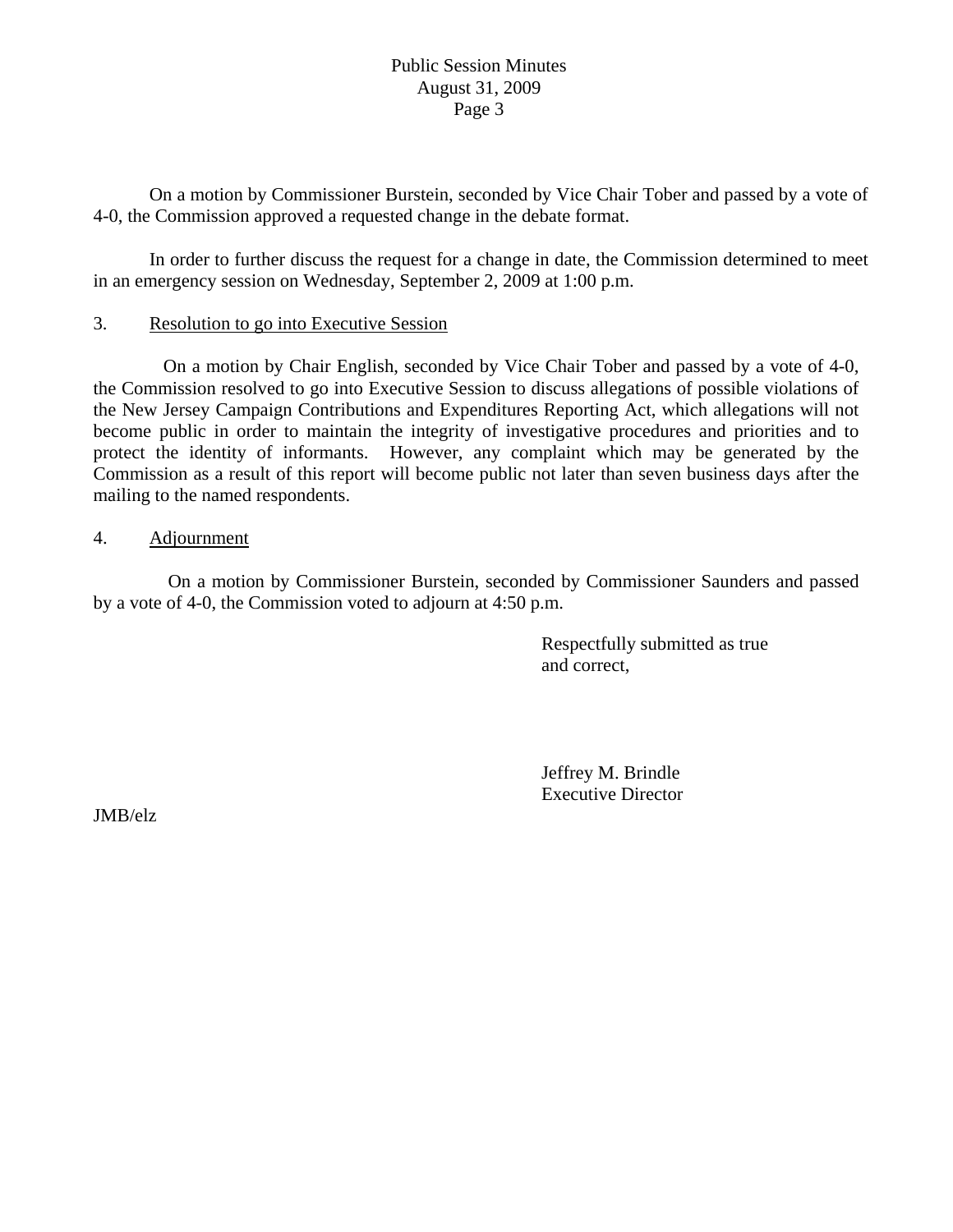On a motion by Commissioner Burstein, seconded by Vice Chair Tober and passed by a vote of 4-0, the Commission approved a requested change in the debate format.

In order to further discuss the request for a change in date, the Commission determined to meet in an emergency session on Wednesday, September 2, 2009 at 1:00 p.m.

3. Resolution to go into Executive Session

On a motion by Chair English, seconded by Vice Chair Tober and passed by a vote of 4-0, the Commission resolved to go into Executive Session to discuss allegations of possible violations of the New Jersey Campaign Contributions and Expenditures Reporting Act, which allegations will not become public in order to maintain the integrity of investigative procedures and priorities and to protect the identity of informants. However, any complaint which may be generated by the Commission as a result of this report will become public not later than seven business days after the mailing to the named respondents.

4. Adjournment

On a motion by Commissioner Burstein, seconded by Commissioner Saunders and passed by a vote of 4-0, the Commission voted to adjourn at 4:50 p.m.

Respectfully submitted as true and correct,

Jeffrey M. Brindle
Executive Director

JMB/elz